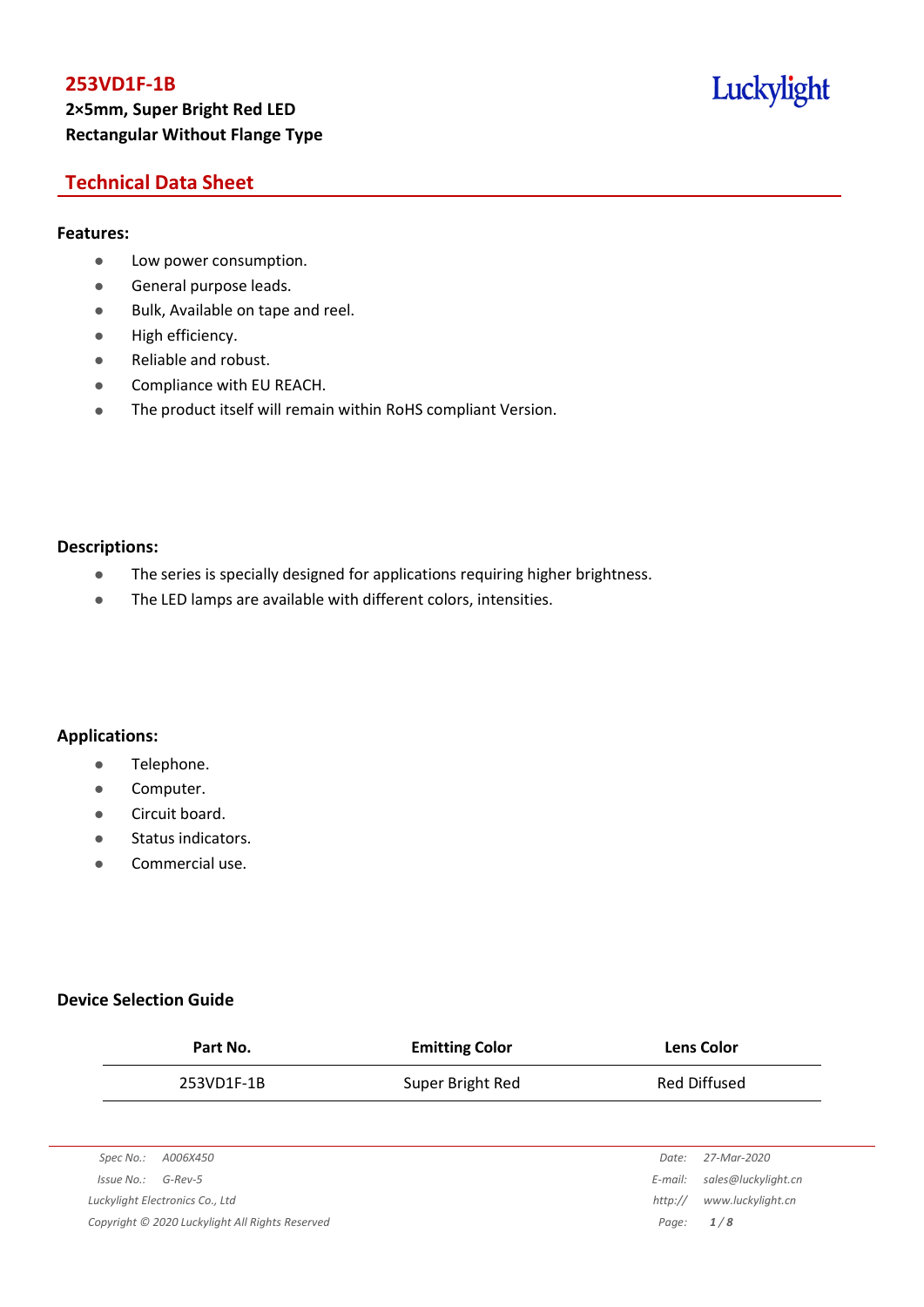# 253VD1F-1B

**2×5mm, Super Bright Red LED**
**Rectangular Without Flange Type**

## Technical Data Sheet

### Features:

- Low power consumption.
- General purpose leads.
- Bulk, Available on tape and reel.
- High efficiency.
- Reliable and robust.
- Compliance with EU REACH.
- The product itself will remain within RoHS compliant Version.

### Descriptions:

- The series is specially designed for applications requiring higher brightness.
- The LED lamps are available with different colors, intensities.

### Applications:

- Telephone.
- Computer.
- Circuit board.
- Status indicators.
- Commercial use.

### Device Selection Guide

| Part No. | Emitting Color | Lens Color |
|---|---|---|
| 253VD1F-1B | Super Bright Red | Red Diffused |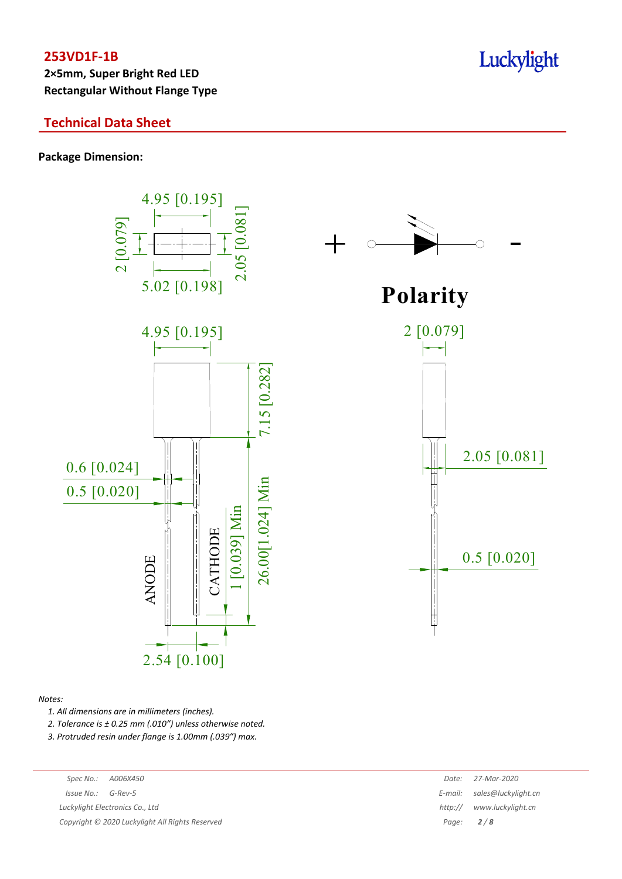# 253VD1F-1B

**2×5mm, Super Bright Red LED**
**Rectangular Without Flange Type**

## Technical Data Sheet

**Package Dimension:**

4.95 [0.195]

2 [0.079]

2.05 [0.081]

5.02 [0.198]

+ −

**Polarity**

4.95 [0.195]

7.15 [0.282]

0.6 [0.024]

0.5 [0.020]

ANODE

CATHODE

1 [0.039] Min

26.00[1.024] Min

2.54 [0.100]

2 [0.079]

2.05 [0.081]

0.5 [0.020]

*Notes:*

1. *All dimensions are in millimeters (inches).*
2. *Tolerance is ± 0.25 mm (.010") unless otherwise noted.*
3. *Protruded resin under flange is 1.00mm (.039") max.*

*Spec No.: A006X450*
*Issue No.: G-Rev-5*
*Luckylight Electronics Co., Ltd*
*Copyright © 2020 Luckylight All Rights Reserved*

*Date: 27-Mar-2020*
*E-mail: sales@luckylight.cn*
*http:// www.luckylight.cn*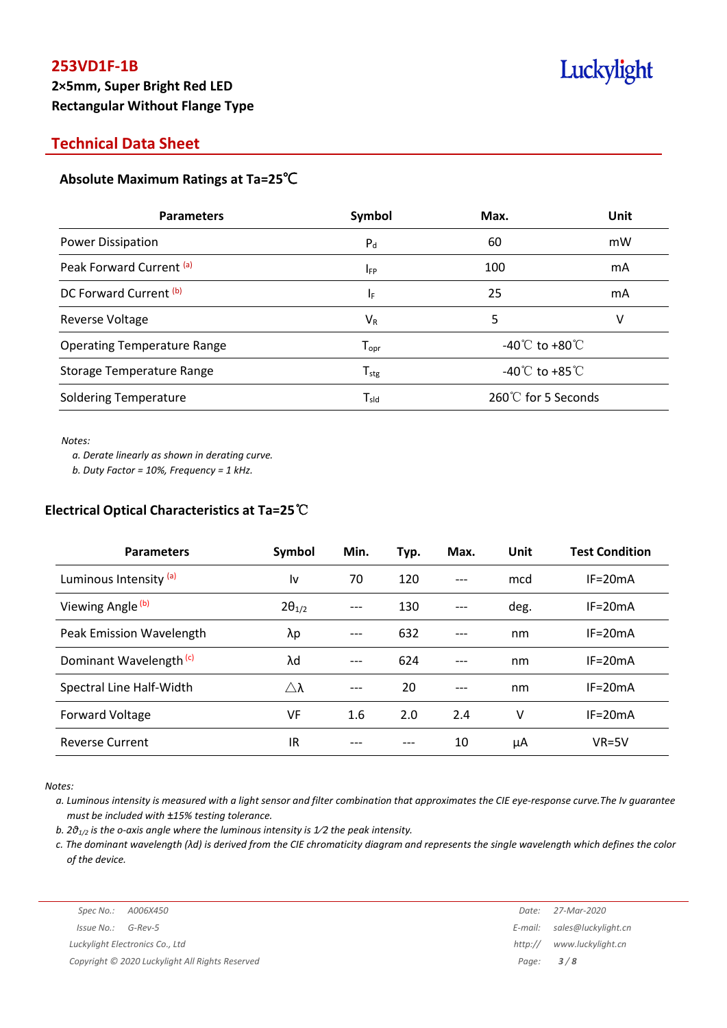# 253VD1F-1B

**2×5mm, Super Bright Red LED**
**Rectangular Without Flange Type**

## Technical Data Sheet

### Absolute Maximum Ratings at Ta=25℃

| Parameters | Symbol | Max. | Unit |
|---|---|---|---|
| Power Dissipation | $P_d$ | 60 | mW |
| Peak Forward Current [(a)] | $I_{FP}$ | 100 | mA |
| DC Forward Current [(b)] | $I_F$ | 25 | mA |
| Reverse Voltage | $V_R$ | 5 | V |
| Operating Temperature Range | $T_{opr}$ | -40℃ to +80℃ | |
| Storage Temperature Range | $T_{stg}$ | -40℃ to +85℃ | |
| Soldering Temperature | $T_{sld}$ | 260℃ for 5 Seconds | |

*Notes:*
*a. Derate linearly as shown in derating curve.*
*b. Duty Factor = 10%, Frequency = 1 kHz.*

### Electrical Optical Characteristics at Ta=25℃

| Parameters | Symbol | Min. | Typ. | Max. | Unit | Test Condition |
|---|---|---|---|---|---|---|
| Luminous Intensity [(a)] | Iv | 70 | 120 | --- | mcd | IF=20mA |
| Viewing Angle [(b)] | $2\theta_{1/2}$ | --- | 130 | --- | deg. | IF=20mA |
| Peak Emission Wavelength | λp | --- | 632 | --- | nm | IF=20mA |
| Dominant Wavelength [(c)] | λd | --- | 624 | --- | nm | IF=20mA |
| Spectral Line Half-Width | △λ | --- | 20 | --- | nm | IF=20mA |
| Forward Voltage | VF | 1.6 | 2.0 | 2.4 | V | IF=20mA |
| Reverse Current | IR | --- | --- | 10 | μA | VR=5V |

*Notes:*
*a. Luminous intensity is measured with a light sensor and filter combination that approximates the CIE eye-response curve.The Iv guarantee must be included with ±15% testing tolerance.*
*b. $2\vartheta_{1/2}$ is the o-axis angle where the luminous intensity is 1⁄2 the peak intensity.*
*c. The dominant wavelength (λd) is derived from the CIE chromaticity diagram and represents the single wavelength which defines the color of the device.*

Spec No.: A006X450
Issue No.: G-Rev-5
Luckylight Electronics Co., Ltd
Copyright © 2020 Luckylight All Rights Reserved

Date: 27-Mar-2020
E-mail: sales@luckylight.cn
http:// www.luckylight.cn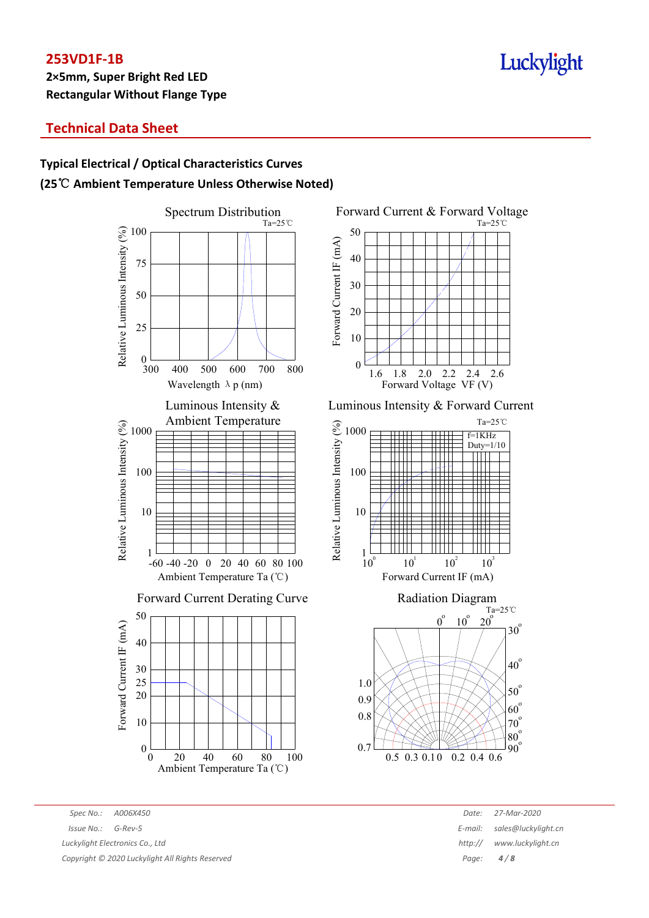# 253VD1F-1B

**2×5mm, Super Bright Red LED**
**Rectangular Without Flange Type**

## Technical Data Sheet

### Typical Electrical / Optical Characteristics Curves
### (25℃ Ambient Temperature Unless Otherwise Noted)

Spectrum Distribution

Ta=25℃

Relative Luminous Intensity (%)

Wavelength λp (nm)

Forward Current & Forward Voltage

Ta=25℃

Forward Current IF (mA)

Forward Voltage VF (V)

Luminous Intensity & Ambient Temperature

Relative Luminous Intensity (%)

Ambient Temperature Ta (℃)

Luminous Intensity & Forward Current

Ta=25℃

f=1KHz
Duty=1/10

Relative Luminous Intensity (%)

Forward Current IF (mA)

Forward Current Derating Curve

Forward Current IF (mA)

Ambient Temperature Ta (℃)

Radiation Diagram

Ta=25℃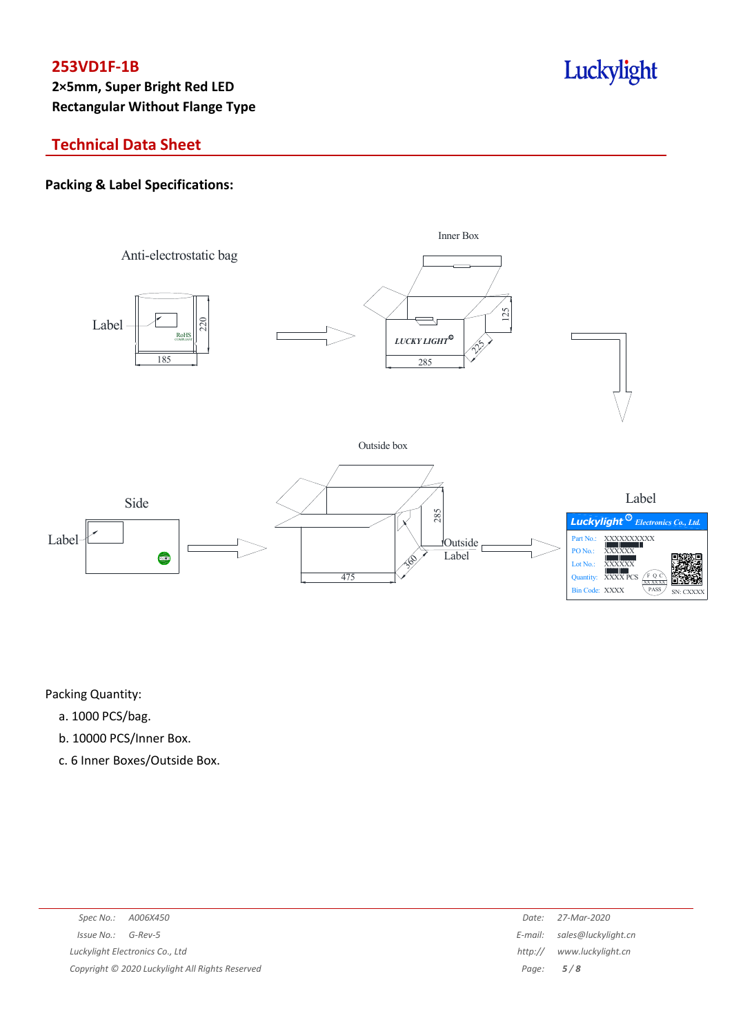**253VD1F-1B**

**2×5mm, Super Bright Red LED**

**Rectangular Without Flange Type**

## Technical Data Sheet

### Packing & Label Specifications:

Anti-electrostatic bag

Label

RoHS

220

185

Inner Box

LUCKY LIGHT

125

225

285

Outside box

Side

Label

285

360

475

Outside Label

Label

Luckylight Electronics Co., Ltd.

Part No.: XXXXXXXXXX

PO No.: XXXXXX

Lot No.: XXXXXX

Quantity: XXXX PCS

Bin Code: XXXX

FQC XXXXXX PASS

SN: CXXXX

Packing Quantity:

a. 1000 PCS/bag.

b. 10000 PCS/Inner Box.

c. 6 Inner Boxes/Outside Box.

| Spec No.: | A006X450 | Date: | 27-Mar-2020 |
|---|---|---|---|
| Issue No.: | G-Rev-5 | E-mail: | sales@luckylight.cn |
| Luckylight Electronics Co., Ltd | | http:// | www.luckylight.cn |
| Copyright © 2020 Luckylight All Rights Reserved | | | |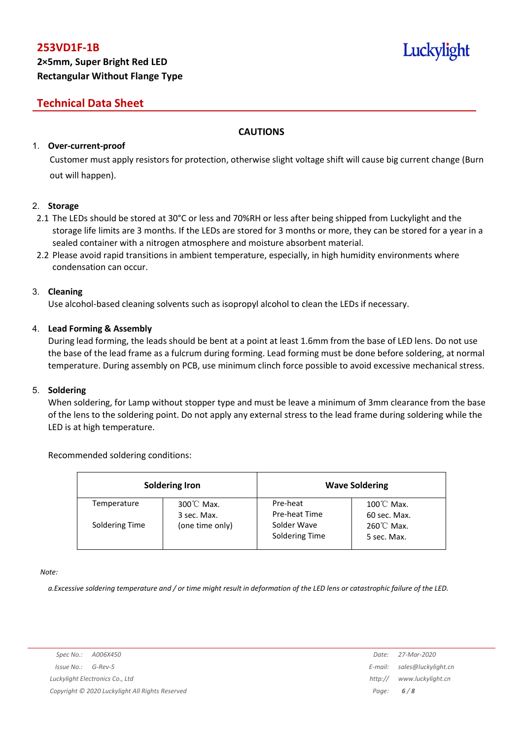# 253VD1F-1B

**2×5mm, Super Bright Red LED**
**Rectangular Without Flange Type**

## Technical Data Sheet

### CAUTIONS

1. **Over-current-proof**

   Customer must apply resistors for protection, otherwise slight voltage shift will cause big current change (Burn out will happen).

2. **Storage**

   2.1 The LEDs should be stored at 30°C or less and 70%RH or less after being shipped from Luckylight and the storage life limits are 3 months. If the LEDs are stored for 3 months or more, they can be stored for a year in a sealed container with a nitrogen atmosphere and moisture absorbent material.

   2.2 Please avoid rapid transitions in ambient temperature, especially, in high humidity environments where condensation can occur.

3. **Cleaning**

   Use alcohol-based cleaning solvents such as isopropyl alcohol to clean the LEDs if necessary.

4. **Lead Forming & Assembly**

   During lead forming, the leads should be bent at a point at least 1.6mm from the base of LED lens. Do not use the base of the lead frame as a fulcrum during forming. Lead forming must be done before soldering, at normal temperature. During assembly on PCB, use minimum clinch force possible to avoid excessive mechanical stress.

5. **Soldering**

   When soldering, for Lamp without stopper type and must be leave a minimum of 3mm clearance from the base of the lens to the soldering point. Do not apply any external stress to the lead frame during soldering while the LED is at high temperature.

   Recommended soldering conditions:

| Soldering Iron | | Wave Soldering | |
|---|---|---|---|
| Temperature<br>Soldering Time | 300℃ Max.<br>3 sec. Max.<br>(one time only) | Pre-heat<br>Pre-heat Time<br>Solder Wave<br>Soldering Time | 100℃ Max.<br>60 sec. Max.<br>260℃ Max.<br>5 sec. Max. |

*Note:*

*a.Excessive soldering temperature and / or time might result in deformation of the LED lens or catastrophic failure of the LED.*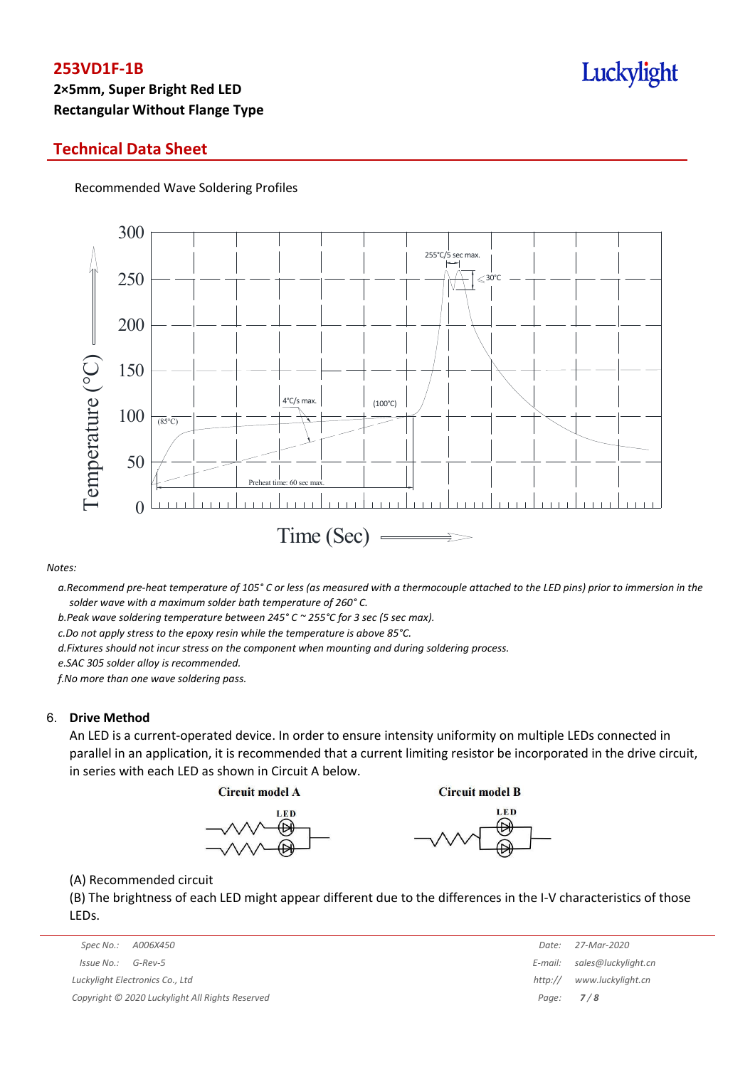Recommended Wave Soldering Profiles

*Notes:*

*a.Recommend pre-heat temperature of 105° C or less (as measured with a thermocouple attached to the LED pins) prior to immersion in the solder wave with a maximum solder bath temperature of 260° C.*

*b.Peak wave soldering temperature between 245° C ~ 255°C for 3 sec (5 sec max).*

*c.Do not apply stress to the epoxy resin while the temperature is above 85°C.*

*d.Fixtures should not incur stress on the component when mounting and during soldering process.*

*e.SAC 305 solder alloy is recommended.*

*f.No more than one wave soldering pass.*

## 6. Drive Method

An LED is a current-operated device. In order to ensure intensity uniformity on multiple LEDs connected in parallel in an application, it is recommended that a current limiting resistor be incorporated in the drive circuit, in series with each LED as shown in Circuit A below.

Circuit model A　　　　Circuit model B

(A) Recommended circuit

(B) The brightness of each LED might appear different due to the differences in the I-V characteristics of those LEDs.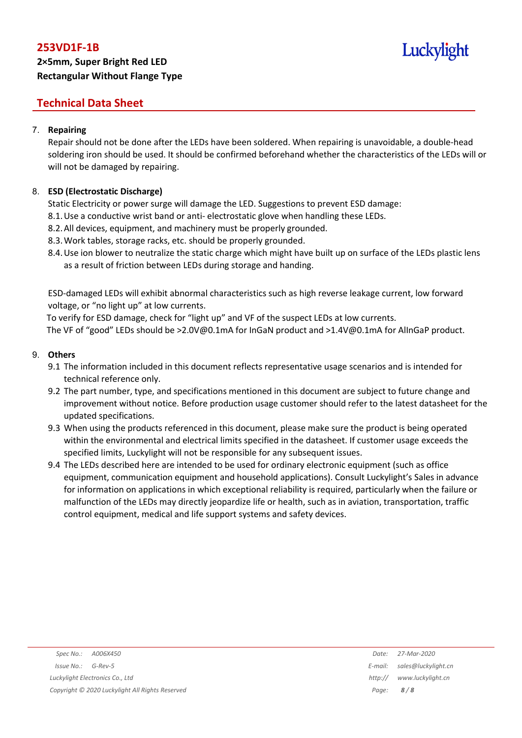7. **Repairing**

   Repair should not be done after the LEDs have been soldered. When repairing is unavoidable, a double-head soldering iron should be used. It should be confirmed beforehand whether the characteristics of the LEDs will or will not be damaged by repairing.

8. **ESD (Electrostatic Discharge)**

   Static Electricity or power surge will damage the LED. Suggestions to prevent ESD damage:

   8.1. Use a conductive wrist band or anti- electrostatic glove when handling these LEDs.

   8.2. All devices, equipment, and machinery must be properly grounded.

   8.3. Work tables, storage racks, etc. should be properly grounded.

   8.4. Use ion blower to neutralize the static charge which might have built up on surface of the LEDs plastic lens as a result of friction between LEDs during storage and handing.

   ESD-damaged LEDs will exhibit abnormal characteristics such as high reverse leakage current, low forward voltage, or "no light up" at low currents.

   To verify for ESD damage, check for "light up" and VF of the suspect LEDs at low currents.

   The VF of "good" LEDs should be >2.0V@0.1mA for InGaN product and >1.4V@0.1mA for AlInGaP product.

9. **Others**

   9.1 The information included in this document reflects representative usage scenarios and is intended for technical reference only.

   9.2 The part number, type, and specifications mentioned in this document are subject to future change and improvement without notice. Before production usage customer should refer to the latest datasheet for the updated specifications.

   9.3 When using the products referenced in this document, please make sure the product is being operated within the environmental and electrical limits specified in the datasheet. If customer usage exceeds the specified limits, Luckylight will not be responsible for any subsequent issues.

   9.4 The LEDs described here are intended to be used for ordinary electronic equipment (such as office equipment, communication equipment and household applications). Consult Luckylight's Sales in advance for information on applications in which exceptional reliability is required, particularly when the failure or malfunction of the LEDs may directly jeopardize life or health, such as in aviation, transportation, traffic control equipment, medical and life support systems and safety devices.